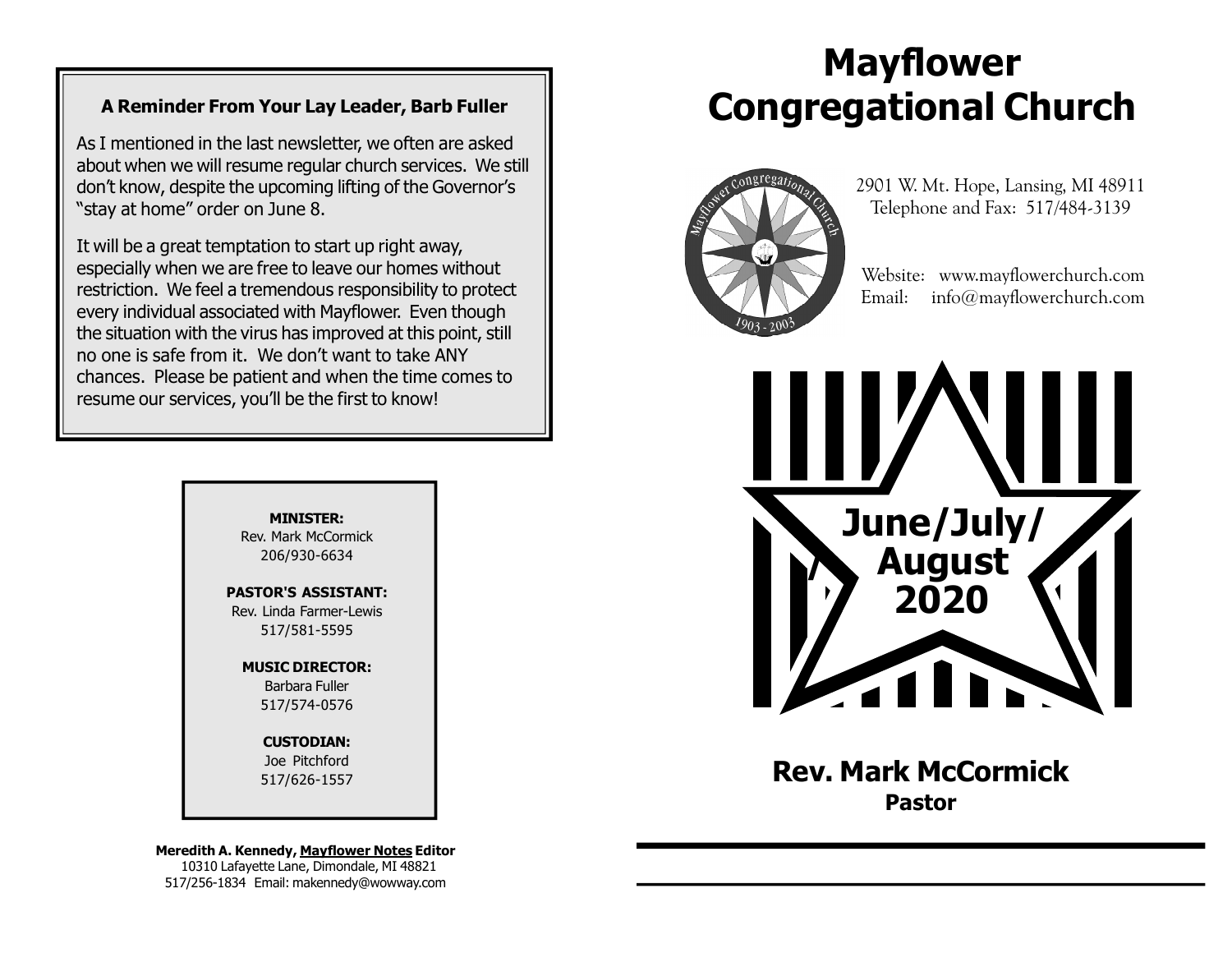### A Reminder From Your Lay Leader, Barb Fuller

As I mentioned in the last newsletter, we often are asked about when we will resume regular church services. We still don't know, despite the upcoming lifting of the Governor's "stay at home" order on June 8.

It will be a great temptation to start up right away, especially when we are free to leave our homes without restriction. We feel a tremendous responsibility to protect every individual associated with Mayflower. Even though the situation with the virus has improved at this point, still no one is safe from it. We don't want to take ANY chances. Please be patient and when the time comes to resume our services, you'll be the first to know!

**MINISTER:**
Rev. Mark McCormick
206/930-6634

**PASTOR'S ASSISTANT:**
Rev. Linda Farmer-Lewis
517/581-5595

**MUSIC DIRECTOR:**
Barbara Fuller
517/574-0576

**CUSTODIAN:**
Joe Pitchford
517/626-1557

**Meredith A. Kennedy, Mayflower Notes Editor**
10310 Lafayette Lane, Dimondale, MI 48821
517/256-1834 Email: makennedy@wowway.com

# Mayflower Congregational Church

2901 W. Mt. Hope, Lansing, MI 48911
Telephone and Fax: 517/484-3139

Website: www.mayflowerchurch.com
Email: info@mayflowerchurch.com

## June/July/August 2020

## Rev. Mark McCormick
**Pastor**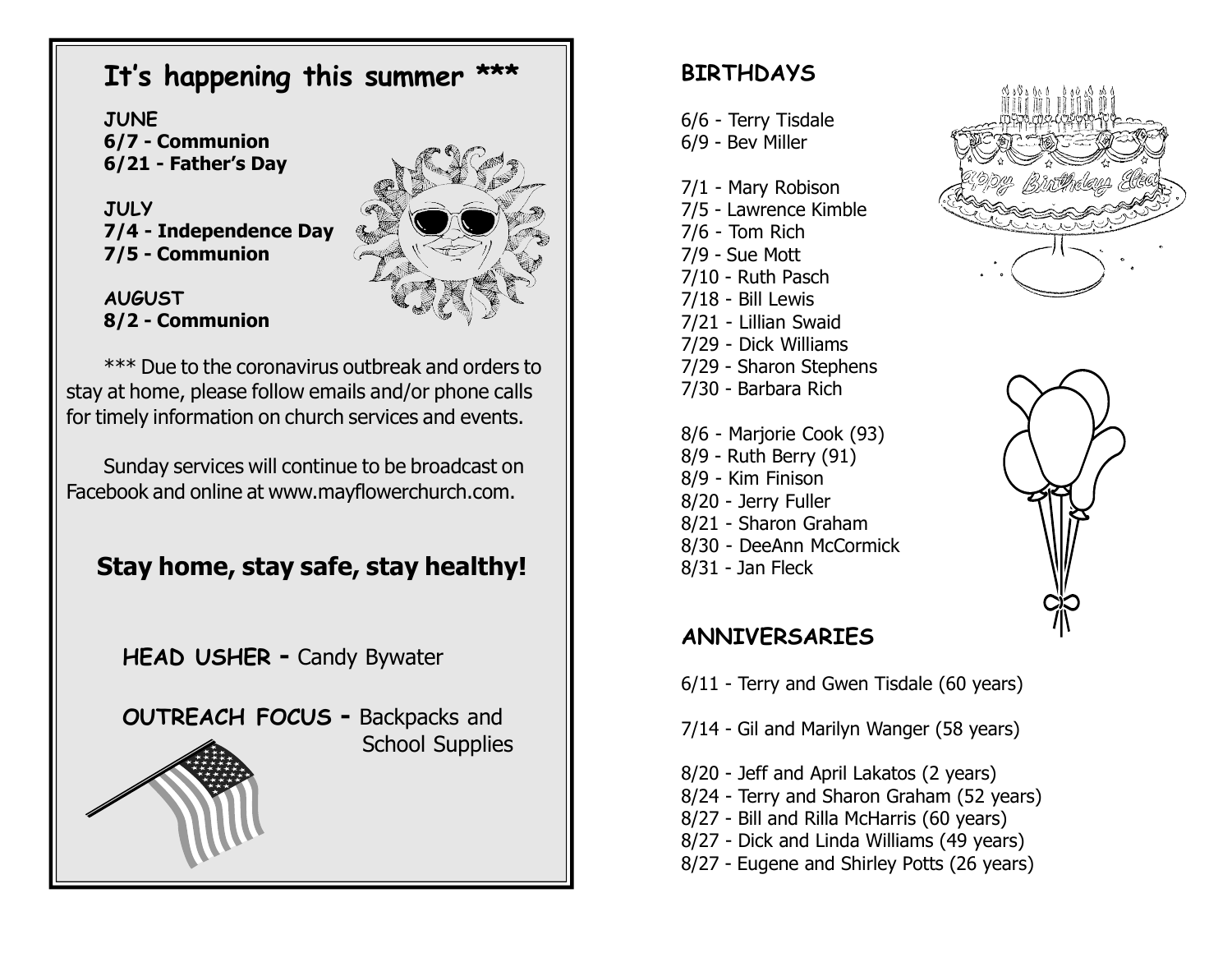## It's happening this summer ***

**JUNE**
**6/7 - Communion**
**6/21 - Father's Day**

**JULY**
**7/4 - Independence Day**
**7/5 - Communion**

**AUGUST**
**8/2 - Communion**

*** Due to the coronavirus outbreak and orders to stay at home, please follow emails and/or phone calls for timely information on church services and events.

Sunday services will continue to be broadcast on Facebook and online at www.mayflowerchurch.com.

### Stay home, stay safe, stay healthy!

**HEAD USHER -** Candy Bywater

**OUTREACH FOCUS -** Backpacks and School Supplies

## BIRTHDAYS

6/6 - Terry Tisdale
6/9 - Bev Miller

7/1 - Mary Robison
7/5 - Lawrence Kimble
7/6 - Tom Rich
7/9 - Sue Mott
7/10 - Ruth Pasch
7/18 - Bill Lewis
7/21 - Lillian Swaid
7/29 - Dick Williams
7/29 - Sharon Stephens
7/30 - Barbara Rich

8/6 - Marjorie Cook (93)
8/9 - Ruth Berry (91)
8/9 - Kim Finison
8/20 - Jerry Fuller
8/21 - Sharon Graham
8/30 - DeeAnn McCormick
8/31 - Jan Fleck

## ANNIVERSARIES

6/11 - Terry and Gwen Tisdale (60 years)

7/14 - Gil and Marilyn Wanger (58 years)

8/20 - Jeff and April Lakatos (2 years)
8/24 - Terry and Sharon Graham (52 years)
8/27 - Bill and Rilla McHarris (60 years)
8/27 - Dick and Linda Williams (49 years)
8/27 - Eugene and Shirley Potts (26 years)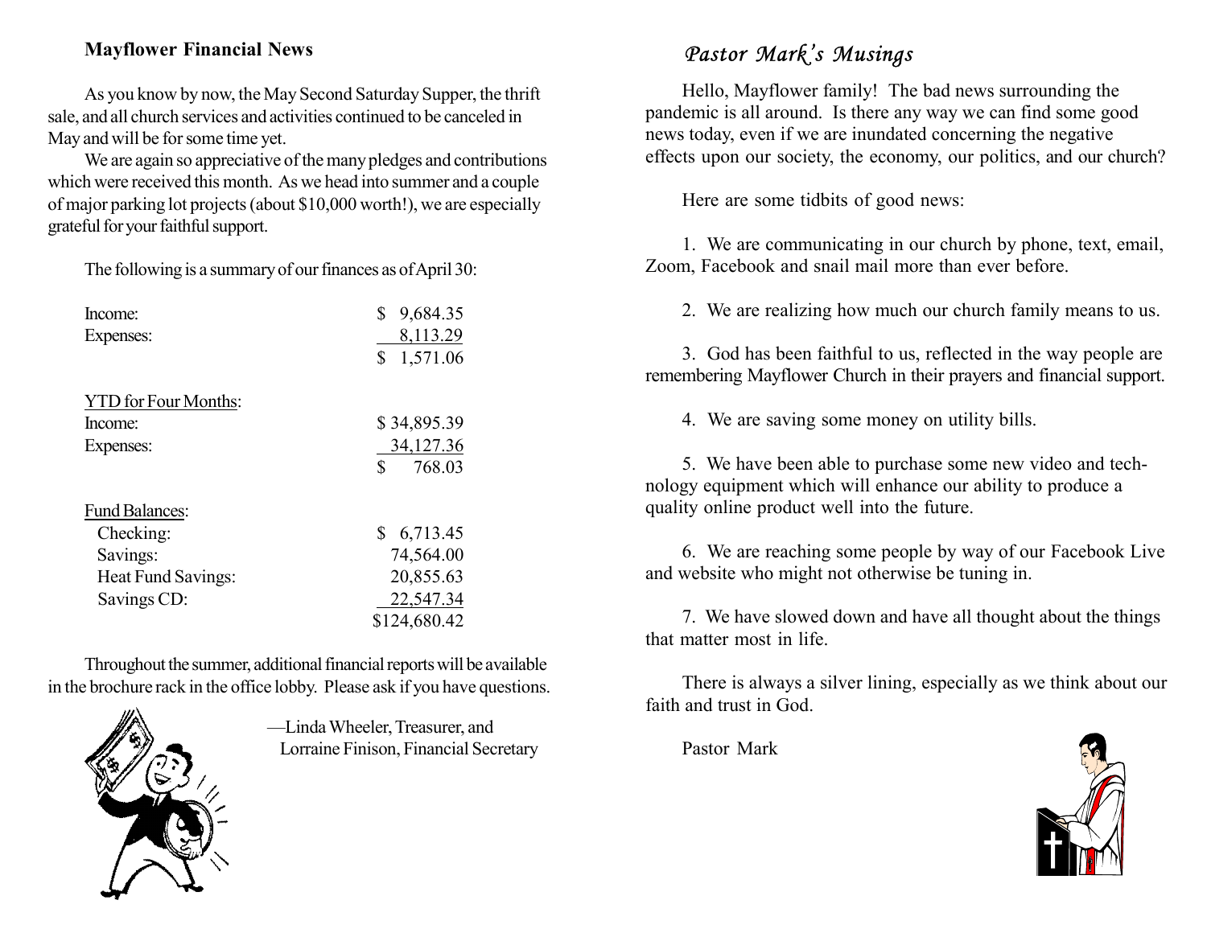## Mayflower Financial News

As you know by now, the May Second Saturday Supper, the thrift sale, and all church services and activities continued to be canceled in May and will be for some time yet.

We are again so appreciative of the many pledges and contributions which were received this month. As we head into summer and a couple of major parking lot projects (about $10,000 worth!), we are especially grateful for your faithful support.

The following is a summary of our finances as of April 30:

| | |
|---|---|
| Income: | $ 9,684.35 |
| Expenses: | 8,113.29 |
| | $ 1,571.06 |
| **YTD for Four Months:** | |
| Income: | $ 34,895.39 |
| Expenses: | 34,127.36 |
| | $ 768.03 |
| **Fund Balances:** | |
| Checking: | $ 6,713.45 |
| Savings: | 74,564.00 |
| Heat Fund Savings: | 20,855.63 |
| Savings CD: | 22,547.34 |
| | $124,680.42 |

Throughout the summer, additional financial reports will be available in the brochure rack in the office lobby. Please ask if you have questions.

—Linda Wheeler, Treasurer, and
Lorraine Finison, Financial Secretary

## *Pastor Mark's Musings*

Hello, Mayflower family! The bad news surrounding the pandemic is all around. Is there any way we can find some good news today, even if we are inundated concerning the negative effects upon our society, the economy, our politics, and our church?

Here are some tidbits of good news:

1. We are communicating in our church by phone, text, email, Zoom, Facebook and snail mail more than ever before.

2. We are realizing how much our church family means to us.

3. God has been faithful to us, reflected in the way people are remembering Mayflower Church in their prayers and financial support.

4. We are saving some money on utility bills.

5. We have been able to purchase some new video and technology equipment which will enhance our ability to produce a quality online product well into the future.

6. We are reaching some people by way of our Facebook Live and website who might not otherwise be tuning in.

7. We have slowed down and have all thought about the things that matter most in life.

There is always a silver lining, especially as we think about our faith and trust in God.

Pastor Mark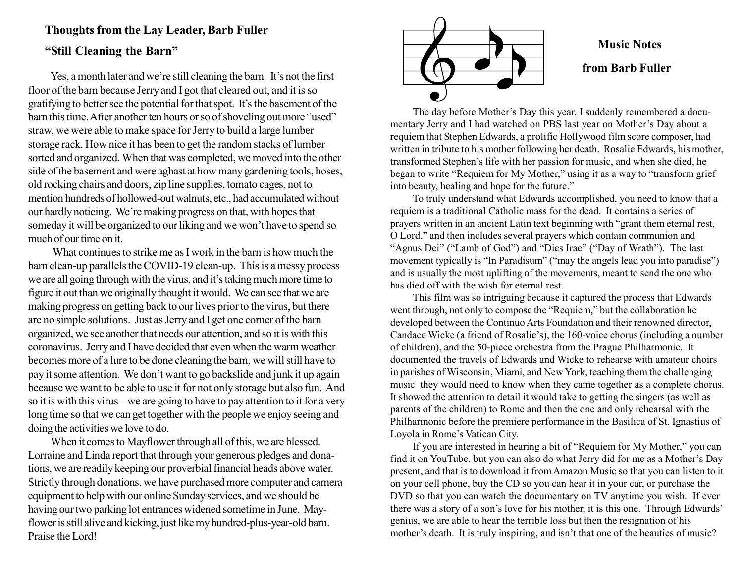## Thoughts from the Lay Leader, Barb Fuller

### "Still Cleaning the Barn"

Yes, a month later and we're still cleaning the barn. It's not the first floor of the barn because Jerry and I got that cleared out, and it is so gratifying to better see the potential for that spot. It's the basement of the barn this time. After another ten hours or so of shoveling out more "used" straw, we were able to make space for Jerry to build a large lumber storage rack. How nice it has been to get the random stacks of lumber sorted and organized. When that was completed, we moved into the other side of the basement and were aghast at how many gardening tools, hoses, old rocking chairs and doors, zip line supplies, tomato cages, not to mention hundreds of hollowed-out walnuts, etc., had accumulated without our hardly noticing. We're making progress on that, with hopes that someday it will be organized to our liking and we won't have to spend so much of our time on it.

What continues to strike me as I work in the barn is how much the barn clean-up parallels the COVID-19 clean-up. This is a messy process we are all going through with the virus, and it's taking much more time to figure it out than we originally thought it would. We can see that we are making progress on getting back to our lives prior to the virus, but there are no simple solutions. Just as Jerry and I get one corner of the barn organized, we see another that needs our attention, and so it is with this coronavirus. Jerry and I have decided that even when the warm weather becomes more of a lure to be done cleaning the barn, we will still have to pay it some attention. We don't want to go backslide and junk it up again because we want to be able to use it for not only storage but also fun. And so it is with this virus – we are going to have to pay attention to it for a very long time so that we can get together with the people we enjoy seeing and doing the activities we love to do.

When it comes to Mayflower through all of this, we are blessed. Lorraine and Linda report that through your generous pledges and donations, we are readily keeping our proverbial financial heads above water. Strictly through donations, we have purchased more computer and camera equipment to help with our online Sunday services, and we should be having our two parking lot entrances widened sometime in June. Mayflower is still alive and kicking, just like my hundred-plus-year-old barn. Praise the Lord!

## Music Notes

### from Barb Fuller

The day before Mother's Day this year, I suddenly remembered a documentary Jerry and I had watched on PBS last year on Mother's Day about a requiem that Stephen Edwards, a prolific Hollywood film score composer, had written in tribute to his mother following her death. Rosalie Edwards, his mother, transformed Stephen's life with her passion for music, and when she died, he began to write "Requiem for My Mother," using it as a way to "transform grief into beauty, healing and hope for the future."

To truly understand what Edwards accomplished, you need to know that a requiem is a traditional Catholic mass for the dead. It contains a series of prayers written in an ancient Latin text beginning with "grant them eternal rest, O Lord," and then includes several prayers which contain communion and "Agnus Dei" ("Lamb of God") and "Dies Irae" ("Day of Wrath"). The last movement typically is "In Paradisum" ("may the angels lead you into paradise") and is usually the most uplifting of the movements, meant to send the one who has died off with the wish for eternal rest.

This film was so intriguing because it captured the process that Edwards went through, not only to compose the "Requiem," but the collaboration he developed between the Continuo Arts Foundation and their renowned director, Candace Wicke (a friend of Rosalie's), the 160-voice chorus (including a number of children), and the 50-piece orchestra from the Prague Philharmonic. It documented the travels of Edwards and Wicke to rehearse with amateur choirs in parishes of Wisconsin, Miami, and New York, teaching them the challenging music they would need to know when they came together as a complete chorus. It showed the attention to detail it would take to getting the singers (as well as parents of the children) to Rome and then the one and only rehearsal with the Philharmonic before the premiere performance in the Basilica of St. Ignastius of Loyola in Rome's Vatican City.

If you are interested in hearing a bit of "Requiem for My Mother," you can find it on YouTube, but you can also do what Jerry did for me as a Mother's Day present, and that is to download it from Amazon Music so that you can listen to it on your cell phone, buy the CD so you can hear it in your car, or purchase the DVD so that you can watch the documentary on TV anytime you wish. If ever there was a story of a son's love for his mother, it is this one. Through Edwards' genius, we are able to hear the terrible loss but then the resignation of his mother's death. It is truly inspiring, and isn't that one of the beauties of music?